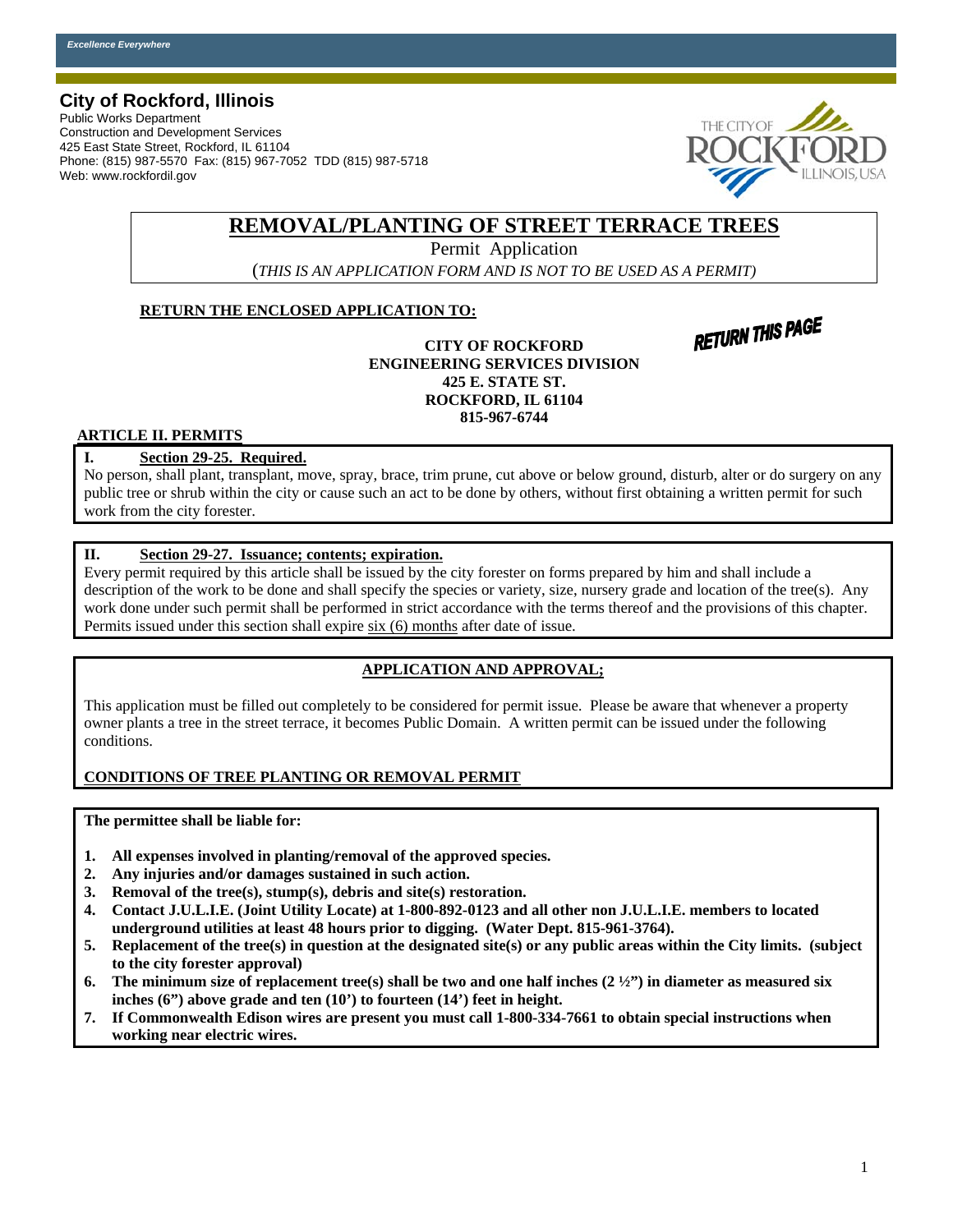*Excellence Everywhere*

**City of Rockford, Illinois**
Public Works Department
Construction and Development Services
425 East State Street, Rockford, IL 61104
Phone: (815) 987-5570 Fax: (815) 967-7052 TDD (815) 987-5718
Web: www.rockfordil.gov

# REMOVAL/PLANTING OF STREET TERRACE TREES

Permit Application

(*THIS IS AN APPLICATION FORM AND IS NOT TO BE USED AS A PERMIT)*

**RETURN THE ENCLOSED APPLICATION TO:**

**RETURN THIS PAGE**

**CITY OF ROCKFORD**
**ENGINEERING SERVICES DIVISION**
**425 E. STATE ST.**
**ROCKFORD, IL 61104**
**815-967-6744**

**ARTICLE II. PERMITS**

**I. Section 29-25. Required.**

No person, shall plant, transplant, move, spray, brace, trim prune, cut above or below ground, disturb, alter or do surgery on any public tree or shrub within the city or cause such an act to be done by others, without first obtaining a written permit for such work from the city forester.

**II. Section 29-27. Issuance; contents; expiration.**

Every permit required by this article shall be issued by the city forester on forms prepared by him and shall include a description of the work to be done and shall specify the species or variety, size, nursery grade and location of the tree(s). Any work done under such permit shall be performed in strict accordance with the terms thereof and the provisions of this chapter. Permits issued under this section shall expire six (6) months after date of issue.

**APPLICATION AND APPROVAL;**

This application must be filled out completely to be considered for permit issue. Please be aware that whenever a property owner plants a tree in the street terrace, it becomes Public Domain. A written permit can be issued under the following conditions.

**CONDITIONS OF TREE PLANTING OR REMOVAL PERMIT**

**The permittee shall be liable for:**

1. **All expenses involved in planting/removal of the approved species.**
2. **Any injuries and/or damages sustained in such action.**
3. **Removal of the tree(s), stump(s), debris and site(s) restoration.**
4. **Contact J.U.L.I.E. (Joint Utility Locate) at 1-800-892-0123 and all other non J.U.L.I.E. members to located underground utilities at least 48 hours prior to digging. (Water Dept. 815-961-3764).**
5. **Replacement of the tree(s) in question at the designated site(s) or any public areas within the City limits. (subject to the city forester approval)**
6. **The minimum size of replacement tree(s) shall be two and one half inches (2 ½") in diameter as measured six inches (6") above grade and ten (10') to fourteen (14') feet in height.**
7. **If Commonwealth Edison wires are present you must call 1-800-334-7661 to obtain special instructions when working near electric wires.**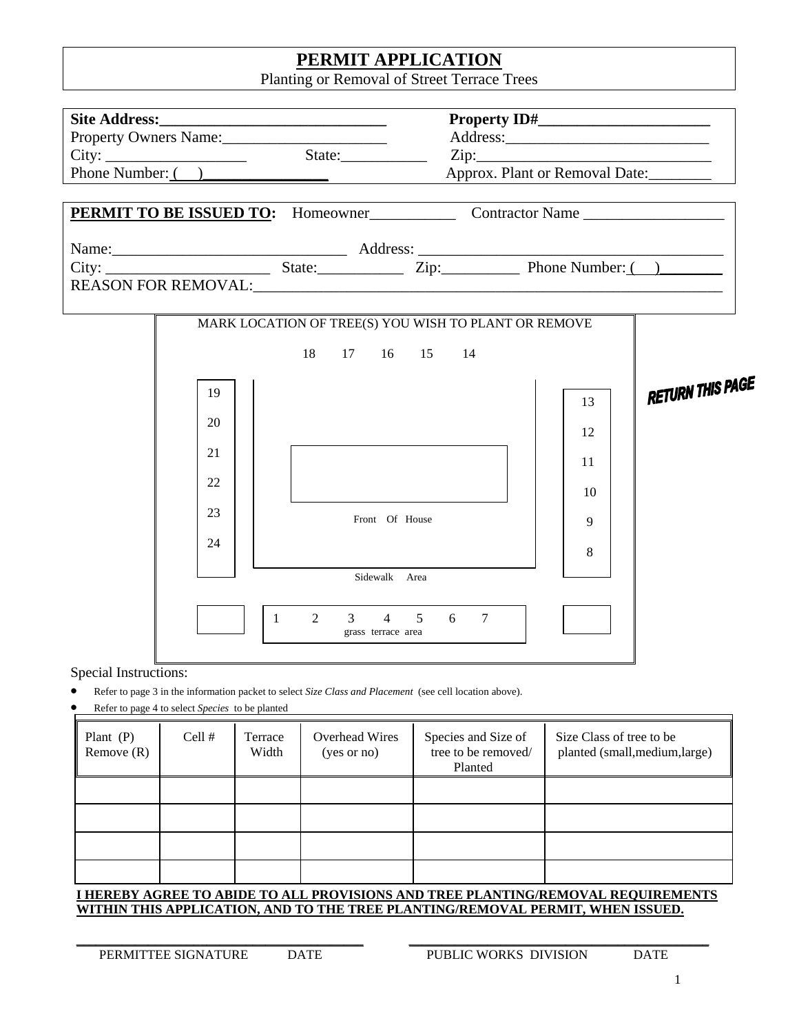# PERMIT APPLICATION

Planting or Removal of Street Terrace Trees

**Site Address:______________________________** **Property ID#______________________**
Property Owners Name:_____________________ Address:__________________________
City: _________________ State:___________ Zip:_______________________________
Phone Number: ( )________________ Approx. Plant or Removal Date:________

**PERMIT TO BE ISSUED TO:** Homeowner___________ Contractor Name __________________

Name:______________________________ Address: ______________________________________
City: _____________________ State:___________ Zip:__________ Phone Number: ( )________
REASON FOR REMOVAL:______________________________________________________________

MARK LOCATION OF TREE(S) YOU WISH TO PLANT OR REMOVE

18 17 16 15 14

19 20 21 22 23 24

13 12 11 10 9 8

Front Of House

Sidewalk Area

1 2 3 4 5 6 7
grass terrace area

**RETURN THIS PAGE**

Special Instructions:

- Refer to page 3 in the information packet to select *Size Class and Placement* (see cell location above).
- Refer to page 4 to select *Species* to be planted

| Plant (P) Remove (R) | Cell # | Terrace Width | Overhead Wires (yes or no) | Species and Size of tree to be removed/ Planted | Size Class of tree to be planted (small,medium,large) |
|---|---|---|---|---|---|
| | | | | | |
| | | | | | |
| | | | | | |
| | | | | | |

**I HEREBY AGREE TO ABIDE TO ALL PROVISIONS AND TREE PLANTING/REMOVAL REQUIREMENTS WITHIN THIS APPLICATION, AND TO THE TREE PLANTING/REMOVAL PERMIT, WHEN ISSUED.**

_______________________________________ _______________________________________
PERMITTEE SIGNATURE DATE PUBLIC WORKS DIVISION DATE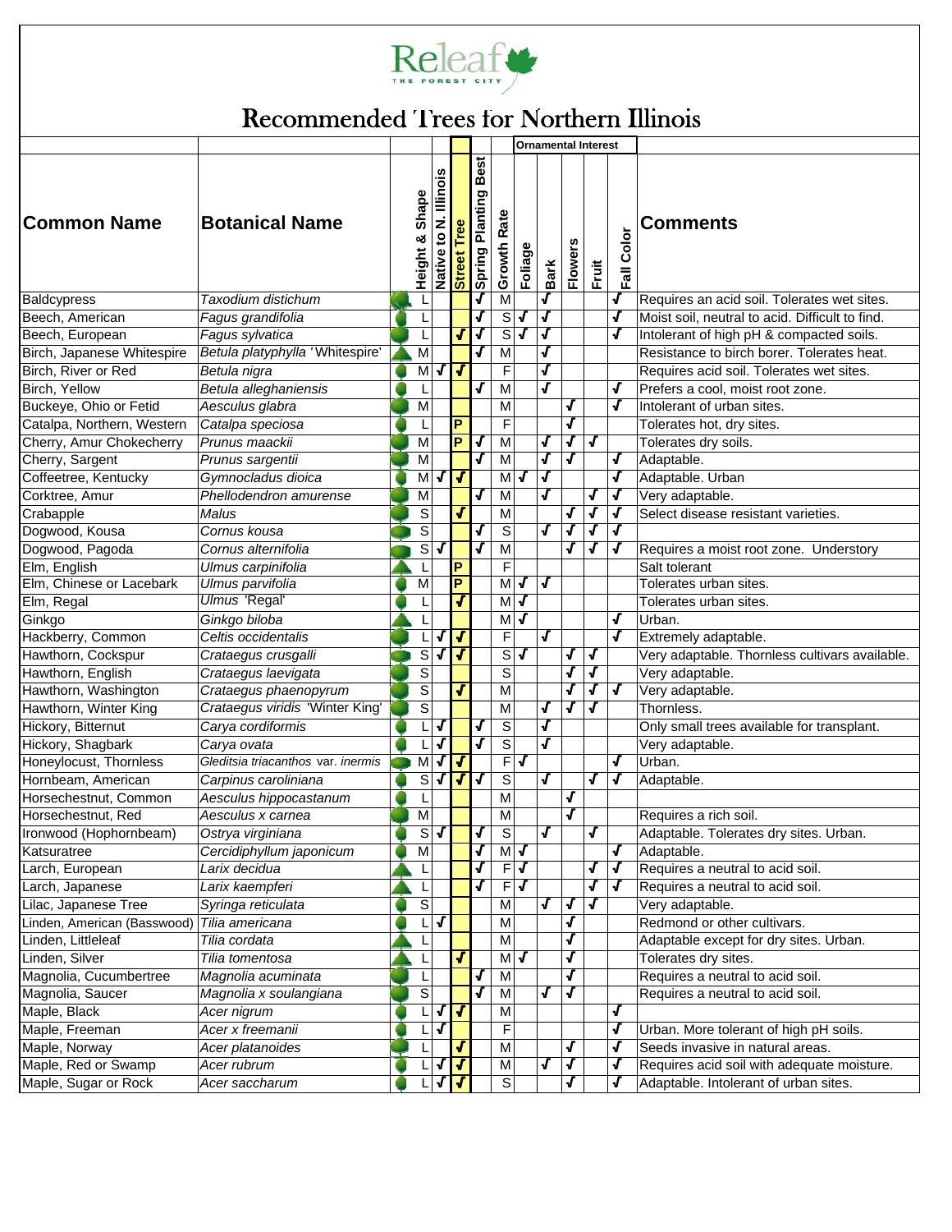# Releaf THE FOREST CITY

## Recommended Trees for Northern Illinois

| Common Name | Botanical Name | Height & Shape | Native to N. Illinois | Street Tree | Spring Planting Best | Growth Rate | Ornamental Interest: Foliage | Bark | Flowers | Fruit | Fall Color | Comments |
|---|---|---|---|---|---|---|---|---|---|---|---|---|
| Baldcypress | *Taxodium distichum* | L | | | √ | M | | √ | | | √ | Requires an acid soil. Tolerates wet sites. |
| Beech, American | *Fagus grandifolia* | L | | | √ | S | √ | √ | | | √ | Moist soil, neutral to acid. Difficult to find. |
| Beech, European | *Fagus sylvatica* | L | | √ | √ | S | √ | √ | | | √ | Intolerant of high pH & compacted soils. |
| Birch, Japanese Whitespire | *Betula platyphylla 'Whitespire'* | M | | | √ | M | | √ | | | | Resistance to birch borer. Tolerates heat. |
| Birch, River or Red | *Betula nigra* | M | √ | √ | | F | | √ | | | | Requires acid soil. Tolerates wet sites. |
| Birch, Yellow | *Betula alleghaniensis* | L | | | √ | M | | √ | | | √ | Prefers a cool, moist root zone. |
| Buckeye, Ohio or Fetid | *Aesculus glabra* | M | | | | M | | | √ | | √ | Intolerant of urban sites. |
| Catalpa, Northern, Western | *Catalpa speciosa* | L | | P | | F | | | √ | | | Tolerates hot, dry sites. |
| Cherry, Amur Chokecherry | *Prunus maackii* | M | | P | √ | M | | √ | √ | √ | | Tolerates dry soils. |
| Cherry, Sargent | *Prunus sargentii* | M | | | √ | M | | √ | √ | | √ | Adaptable. |
| Coffeetree, Kentucky | *Gymnocladus dioica* | M | √ | √ | | M | √ | √ | | | √ | Adaptable. Urban |
| Corktree, Amur | *Phellodendron amurense* | M | | | √ | M | | √ | | √ | √ | Very adaptable. |
| Crabapple | *Malus* | S | | √ | | M | | | √ | √ | √ | Select disease resistant varieties. |
| Dogwood, Kousa | *Cornus kousa* | S | | | √ | S | | √ | √ | √ | √ | |
| Dogwood, Pagoda | *Cornus alternifolia* | S | √ | | √ | M | | | √ | √ | √ | Requires a moist root zone. Understory |
| Elm, English | *Ulmus carpinifolia* | L | | P | | F | | | | | | Salt tolerant |
| Elm, Chinese or Lacebark | *Ulmus parvifolia* | M | | P | | M | √ | √ | | | | Tolerates urban sites. |
| Elm, Regal | *Ulmus 'Regal'* | L | | √ | | M | √ | | | | | Tolerates urban sites. |
| Ginkgo | *Ginkgo biloba* | L | | | | M | √ | | | | √ | Urban. |
| Hackberry, Common | *Celtis occidentalis* | L | √ | √ | | F | | √ | | | √ | Extremely adaptable. |
| Hawthorn, Cockspur | *Crataegus crusgalli* | S | √ | √ | | S | √ | | √ | √ | | Very adaptable. Thornless cultivars available. |
| Hawthorn, English | *Crataegus laevigata* | S | | | | S | | | √ | √ | | Very adaptable. |
| Hawthorn, Washington | *Crataegus phaenopyrum* | S | | √ | | M | | | √ | √ | √ | Very adaptable. |
| Hawthorn, Winter King | *Crataegus viridis 'Winter King'* | S | | | | M | | √ | √ | √ | | Thornless. |
| Hickory, Bitternut | *Carya cordiformis* | L | √ | | √ | S | | √ | | | | Only small trees available for transplant. |
| Hickory, Shagbark | *Carya ovata* | L | √ | | √ | S | | √ | | | | Very adaptable. |
| Honeylocust, Thornless | *Gleditsia triacanthos var. inermis* | M | √ | √ | | F | √ | | | | √ | Urban. |
| Hornbeam, American | *Carpinus caroliniana* | S | √ | √ | √ | S | | √ | | √ | √ | Adaptable. |
| Horsechestnut, Common | *Aesculus hippocastanum* | L | | | | M | | | √ | | | |
| Horsechestnut, Red | *Aesculus x carnea* | M | | | | M | | | √ | | | Requires a rich soil. |
| Ironwood (Hophornbeam) | *Ostrya virginiana* | S | √ | | √ | S | | √ | | √ | | Adaptable. Tolerates dry sites. Urban. |
| Katsuratree | *Cercidiphyllum japonicum* | M | | | √ | M | √ | | | | √ | Adaptable. |
| Larch, European | *Larix decidua* | L | | | √ | F | √ | | | √ | √ | Requires a neutral to acid soil. |
| Larch, Japanese | *Larix kaempferi* | L | | | √ | F | √ | | | √ | √ | Requires a neutral to acid soil. |
| Lilac, Japanese Tree | *Syringa reticulata* | S | | | | M | | √ | √ | √ | | Very adaptable. |
| Linden, American (Basswood) | *Tilia americana* | L | √ | | | M | | | √ | | | Redmond or other cultivars. |
| Linden, Littleleaf | *Tilia cordata* | L | | | | M | | | √ | | | Adaptable except for dry sites. Urban. |
| Linden, Silver | *Tilia tomentosa* | L | | √ | | M | √ | | √ | | | Tolerates dry sites. |
| Magnolia, Cucumbertree | *Magnolia acuminata* | L | | | √ | M | | | √ | | | Requires a neutral to acid soil. |
| Magnolia, Saucer | *Magnolia x soulangiana* | S | | | √ | M | | √ | √ | | | Requires a neutral to acid soil. |
| Maple, Black | *Acer nigrum* | L | √ | √ | | M | | | | | √ | |
| Maple, Freeman | *Acer x freemanii* | L | √ | | | F | | | | | √ | Urban. More tolerant of high pH soils. |
| Maple, Norway | *Acer platanoides* | L | | √ | | M | | | √ | | √ | Seeds invasive in natural areas. |
| Maple, Red or Swamp | *Acer rubrum* | L | √ | √ | | M | | √ | √ | | √ | Requires acid soil with adequate moisture. |
| Maple, Sugar or Rock | *Acer saccharum* | L | √ | √ | | S | | | √ | | √ | Adaptable. Intolerant of urban sites. |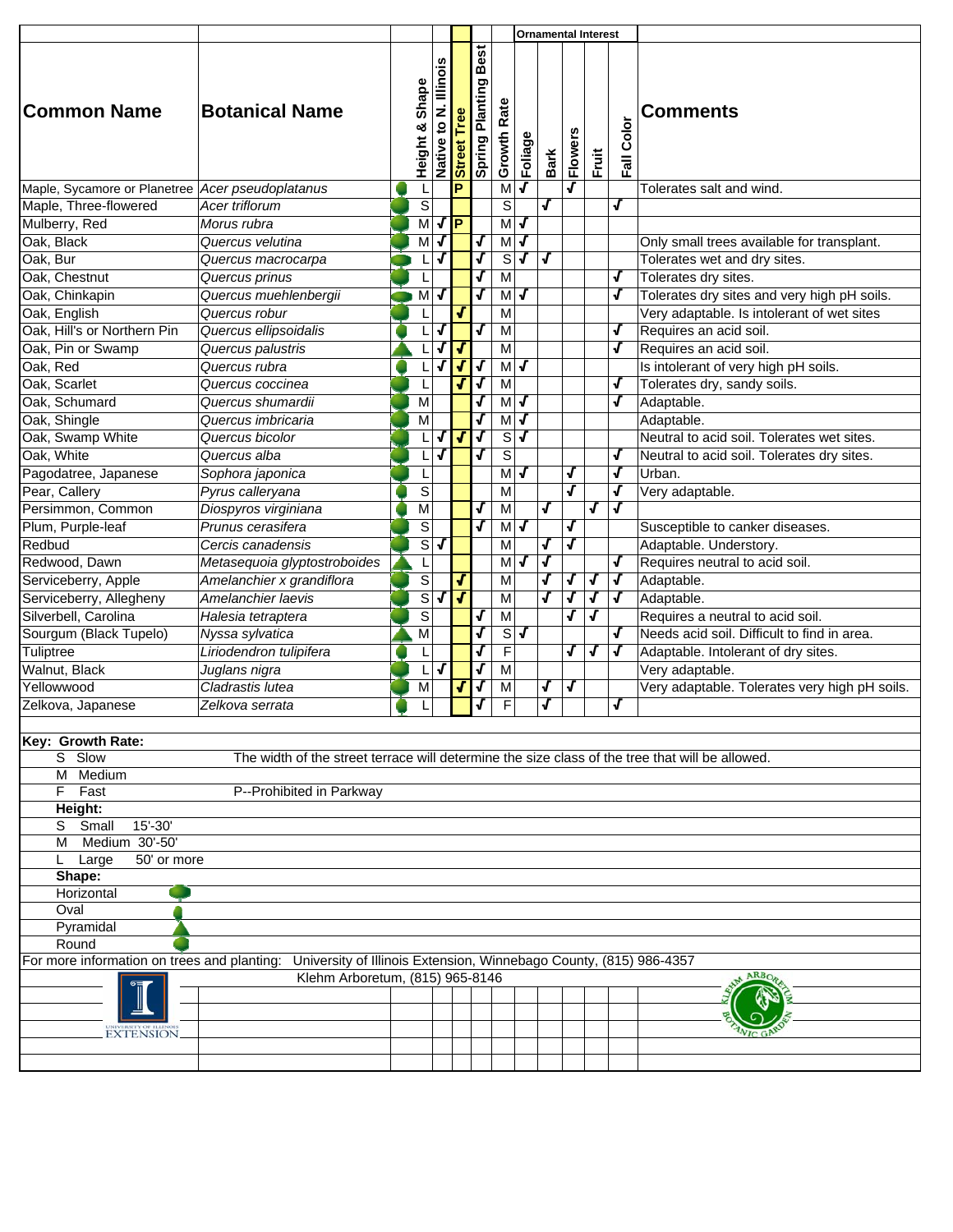| Common Name | Botanical Name | Height & Shape | Native to N. Illinois | Street Tree | Spring Planting Best | Growth Rate | Ornamental Interest: Foliage | Bark | Flowers | Fruit | Fall Color | Comments |
|---|---|---|---|---|---|---|---|---|---|---|---|---|
| Maple, Sycamore or Planetree | *Acer pseudoplatanus* | L | | P | | M | ✓ | | ✓ | | | Tolerates salt and wind. |
| Maple, Three-flowered | *Acer triflorum* | S | | | | S | | ✓ | | | ✓ | |
| Mulberry, Red | *Morus rubra* | M | ✓ | P | | M | ✓ | | | | | |
| Oak, Black | *Quercus velutina* | M | ✓ | | ✓ | M | ✓ | | | | | Only small trees available for transplant. |
| Oak, Bur | *Quercus macrocarpa* | L | ✓ | | ✓ | S | ✓ | ✓ | | | | Tolerates wet and dry sites. |
| Oak, Chestnut | *Quercus prinus* | L | | | ✓ | M | | | | | ✓ | Tolerates dry sites. |
| Oak, Chinkapin | *Quercus muehlenbergii* | M | ✓ | | ✓ | M | ✓ | | | | ✓ | Tolerates dry sites and very high pH soils. |
| Oak, English | *Quercus robur* | L | | ✓ | | M | | | | | | Very adaptable. Is intolerant of wet sites |
| Oak, Hill's or Northern Pin | *Quercus ellipsoidalis* | L | ✓ | | ✓ | M | | | | | ✓ | Requires an acid soil. |
| Oak, Pin or Swamp | *Quercus palustris* | L | ✓ | ✓ | | M | | | | | ✓ | Requires an acid soil. |
| Oak, Red | *Quercus rubra* | L | ✓ | ✓ | ✓ | M | ✓ | | | | | Is intolerant of very high pH soils. |
| Oak, Scarlet | *Quercus coccinea* | L | | ✓ | ✓ | M | | | | | ✓ | Tolerates dry, sandy soils. |
| Oak, Schumard | *Quercus shumardii* | M | | | ✓ | M | ✓ | | | | ✓ | Adaptable. |
| Oak, Shingle | *Quercus imbricaria* | M | | | ✓ | M | ✓ | | | | | Adaptable. |
| Oak, Swamp White | *Quercus bicolor* | L | ✓ | ✓ | ✓ | S | ✓ | | | | | Neutral to acid soil. Tolerates wet sites. |
| Oak, White | *Quercus alba* | L | ✓ | | ✓ | S | | | | | ✓ | Neutral to acid soil. Tolerates dry sites. |
| Pagodatree, Japanese | *Sophora japonica* | L | | | | M | ✓ | | ✓ | | ✓ | Urban. |
| Pear, Callery | *Pyrus calleryana* | S | | | | M | | | ✓ | | ✓ | Very adaptable. |
| Persimmon, Common | *Diospyros virginiana* | M | | | ✓ | M | | ✓ | | ✓ | ✓ | |
| Plum, Purple-leaf | *Prunus cerasifera* | S | | | ✓ | M | ✓ | | ✓ | | | Susceptible to canker diseases. |
| Redbud | *Cercis canadensis* | S | ✓ | | | M | | ✓ | ✓ | | | Adaptable. Understory. |
| Redwood, Dawn | *Metasequoia glyptostroboides* | L | | | | M | ✓ | ✓ | | | ✓ | Requires neutral to acid soil. |
| Serviceberry, Apple | *Amelanchier x grandiflora* | S | | ✓ | | M | | ✓ | ✓ | ✓ | ✓ | Adaptable. |
| Serviceberry, Allegheny | *Amelanchier laevis* | S | ✓ | ✓ | | M | | ✓ | ✓ | ✓ | ✓ | Adaptable. |
| Silverbell, Carolina | *Halesia tetraptera* | S | | | ✓ | M | | | ✓ | ✓ | | Requires a neutral to acid soil. |
| Sourgum (Black Tupelo) | *Nyssa sylvatica* | M | | | ✓ | S | ✓ | | | | ✓ | Needs acid soil. Difficult to find in area. |
| Tuliptree | *Liriodendron tulipifera* | L | | | ✓ | F | | | ✓ | ✓ | ✓ | Adaptable. Intolerant of dry sites. |
| Walnut, Black | *Juglans nigra* | L | ✓ | | ✓ | M | | | | | | Very adaptable. |
| Yellowwood | *Cladrastis lutea* | M | | ✓ | ✓ | M | | ✓ | ✓ | | | Very adaptable. Tolerates very high pH soils. |
| Zelkova, Japanese | *Zelkova serrata* | L | | | ✓ | F | | ✓ | | | ✓ | |

**Key: Growth Rate:**
- S Slow
- M Medium
- F Fast

The width of the street terrace will determine the size class of the tree that will be allowed.

P--Prohibited in Parkway

**Height:**
- S Small 15'-30'
- M Medium 30'-50'
- L Large 50' or more

**Shape:**
- Horizontal
- Oval
- Pyramidal
- Round

For more information on trees and planting: University of Illinois Extension, Winnebago County, (815) 986-4357

Klehm Arboretum, (815) 965-8146

UNIVERSITY OF ILLINOIS EXTENSION

KLEHM ARBORETUM BOTANIC GARDEN